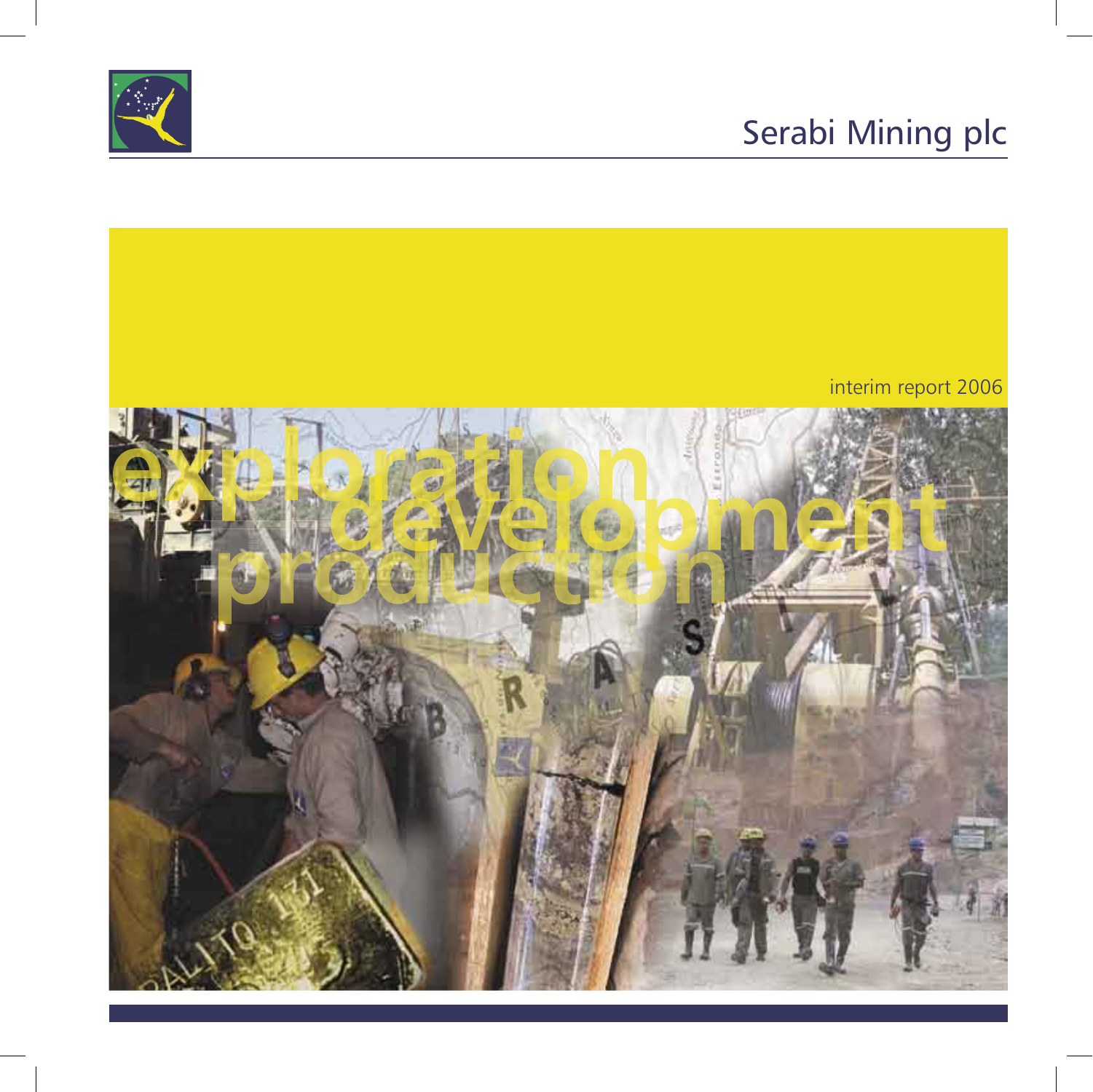# Serabi Mining plc

interim report 2006

exploration
development
production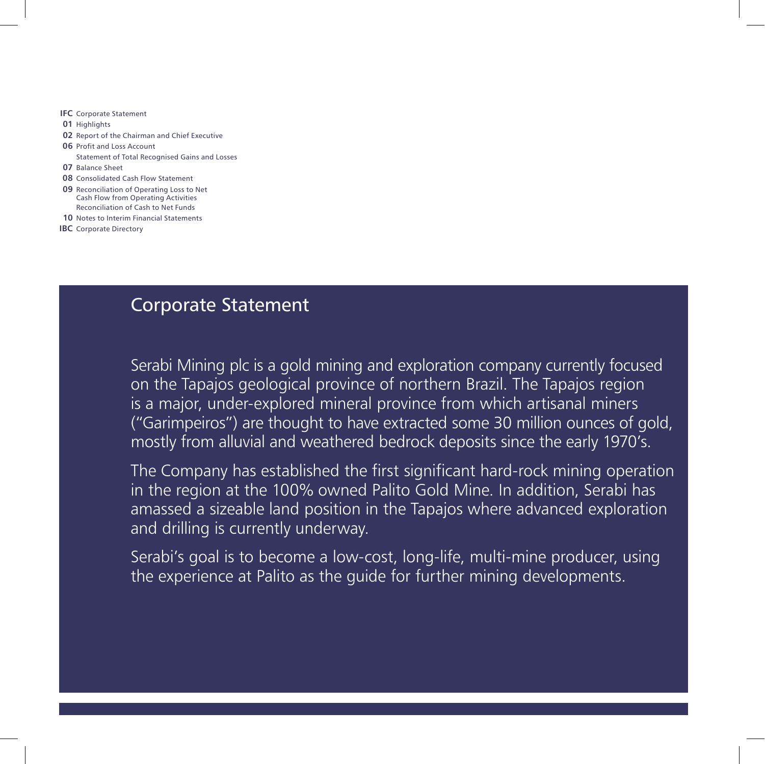**IFC** Corporate Statement
**01** Highlights
**02** Report of the Chairman and Chief Executive
**06** Profit and Loss Account
Statement of Total Recognised Gains and Losses
**07** Balance Sheet
**08** Consolidated Cash Flow Statement
**09** Reconciliation of Operating Loss to Net Cash Flow from Operating Activities
Reconciliation of Cash to Net Funds
**10** Notes to Interim Financial Statements
**IBC** Corporate Directory

## Corporate Statement

Serabi Mining plc is a gold mining and exploration company currently focused on the Tapajos geological province of northern Brazil. The Tapajos region is a major, under-explored mineral province from which artisanal miners ("Garimpeiros") are thought to have extracted some 30 million ounces of gold, mostly from alluvial and weathered bedrock deposits since the early 1970's.

The Company has established the first significant hard-rock mining operation in the region at the 100% owned Palito Gold Mine. In addition, Serabi has amassed a sizeable land position in the Tapajos where advanced exploration and drilling is currently underway.

Serabi's goal is to become a low-cost, long-life, multi-mine producer, using the experience at Palito as the guide for further mining developments.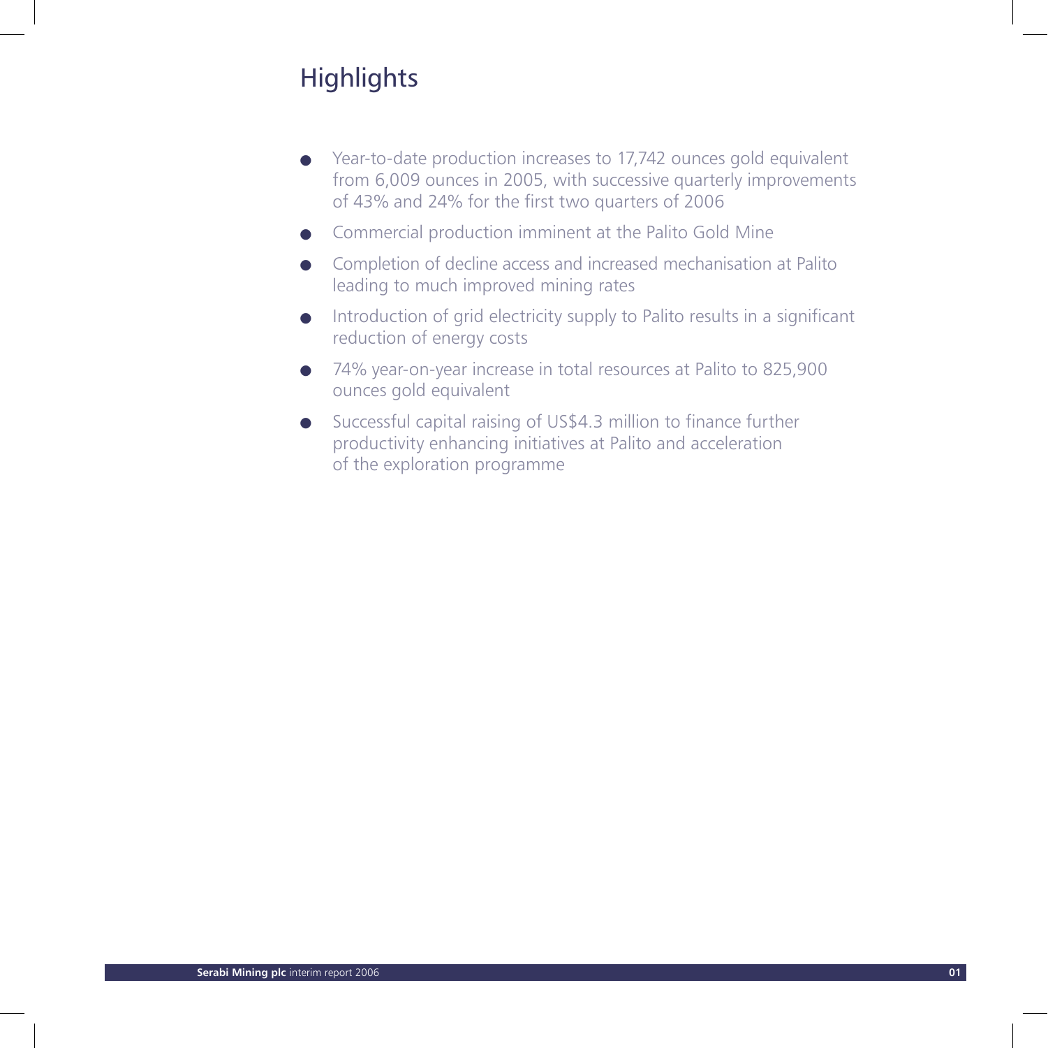# Highlights

- Year-to-date production increases to 17,742 ounces gold equivalent from 6,009 ounces in 2005, with successive quarterly improvements of 43% and 24% for the first two quarters of 2006
- Commercial production imminent at the Palito Gold Mine
- Completion of decline access and increased mechanisation at Palito leading to much improved mining rates
- Introduction of grid electricity supply to Palito results in a significant reduction of energy costs
- 74% year-on-year increase in total resources at Palito to 825,900 ounces gold equivalent
- Successful capital raising of US$4.3 million to finance further productivity enhancing initiatives at Palito and acceleration of the exploration programme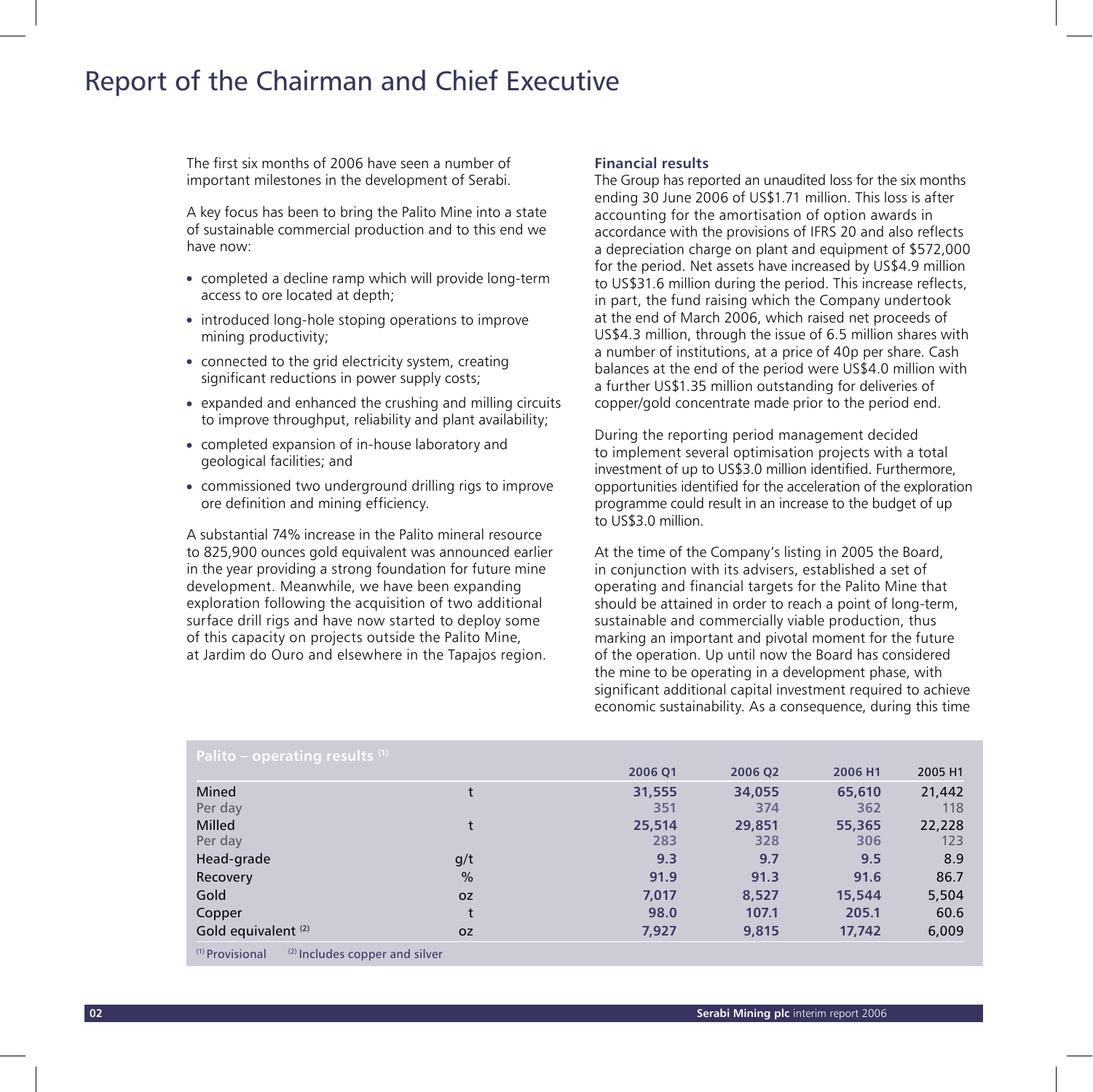# Report of the Chairman and Chief Executive

The first six months of 2006 have seen a number of important milestones in the development of Serabi.

A key focus has been to bring the Palito Mine into a state of sustainable commercial production and to this end we have now:

- completed a decline ramp which will provide long-term access to ore located at depth;
- introduced long-hole stoping operations to improve mining productivity;
- connected to the grid electricity system, creating significant reductions in power supply costs;
- expanded and enhanced the crushing and milling circuits to improve throughput, reliability and plant availability;
- completed expansion of in-house laboratory and geological facilities; and
- commissioned two underground drilling rigs to improve ore definition and mining efficiency.

A substantial 74% increase in the Palito mineral resource to 825,900 ounces gold equivalent was announced earlier in the year providing a strong foundation for future mine development. Meanwhile, we have been expanding exploration following the acquisition of two additional surface drill rigs and have now started to deploy some of this capacity on projects outside the Palito Mine, at Jardim do Ouro and elsewhere in the Tapajos region.

### Financial results

The Group has reported an unaudited loss for the six months ending 30 June 2006 of US$1.71 million. This loss is after accounting for the amortisation of option awards in accordance with the provisions of IFRS 20 and also reflects a depreciation charge on plant and equipment of $572,000 for the period. Net assets have increased by US$4.9 million to US$31.6 million during the period. This increase reflects, in part, the fund raising which the Company undertook at the end of March 2006, which raised net proceeds of US$4.3 million, through the issue of 6.5 million shares with a number of institutions, at a price of 40p per share. Cash balances at the end of the period were US$4.0 million with a further US$1.35 million outstanding for deliveries of copper/gold concentrate made prior to the period end.

During the reporting period management decided to implement several optimisation projects with a total investment of up to US$3.0 million identified. Furthermore, opportunities identified for the acceleration of the exploration programme could result in an increase to the budget of up to US$3.0 million.

At the time of the Company's listing in 2005 the Board, in conjunction with its advisers, established a set of operating and financial targets for the Palito Mine that should be attained in order to reach a point of long-term, sustainable and commercially viable production, thus marking an important and pivotal moment for the future of the operation. Up until now the Board has considered the mine to be operating in a development phase, with significant additional capital investment required to achieve economic sustainability. As a consequence, during this time

**Palito – operating results [1]**

| | | 2006 Q1 | 2006 Q2 | 2006 H1 | 2005 H1 |
|---|---|---|---|---|---|
| Mined | t | 31,555 | 34,055 | 65,610 | 21,442 |
| Per day | | 351 | 374 | 362 | 118 |
| Milled | t | 25,514 | 29,851 | 55,365 | 22,228 |
| Per day | | 283 | 328 | 306 | 123 |
| Head-grade | g/t | 9.3 | 9.7 | 9.5 | 8.9 |
| Recovery | % | 91.9 | 91.3 | 91.6 | 86.7 |
| Gold | oz | 7,017 | 8,527 | 15,544 | 5,504 |
| Copper | t | 98.0 | 107.1 | 205.1 | 60.6 |
| Gold equivalent [2] | oz | 7,927 | 9,815 | 17,742 | 6,009 |

[1] Provisional [2] Includes copper and silver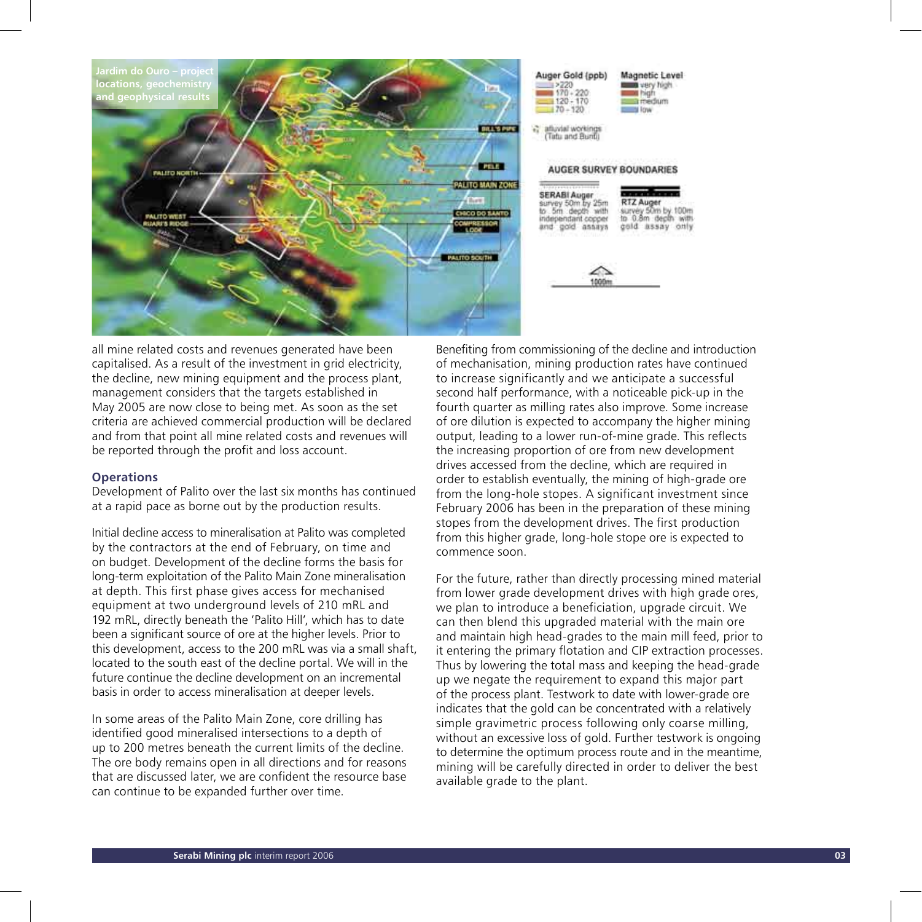Jardim do Ouro – project locations, geochemistry and geophysical results

all mine related costs and revenues generated have been capitalised. As a result of the investment in grid electricity, the decline, new mining equipment and the process plant, management considers that the targets established in May 2005 are now close to being met. As soon as the set criteria are achieved commercial production will be declared and from that point all mine related costs and revenues will be reported through the profit and loss account.

## Operations

Development of Palito over the last six months has continued at a rapid pace as borne out by the production results.

Initial decline access to mineralisation at Palito was completed by the contractors at the end of February, on time and on budget. Development of the decline forms the basis for long-term exploitation of the Palito Main Zone mineralisation at depth. This first phase gives access for mechanised equipment at two underground levels of 210 mRL and 192 mRL, directly beneath the 'Palito Hill', which has to date been a significant source of ore at the higher levels. Prior to this development, access to the 200 mRL was via a small shaft, located to the south east of the decline portal. We will in the future continue the decline development on an incremental basis in order to access mineralisation at deeper levels.

In some areas of the Palito Main Zone, core drilling has identified good mineralised intersections to a depth of up to 200 metres beneath the current limits of the decline. The ore body remains open in all directions and for reasons that are discussed later, we are confident the resource base can continue to be expanded further over time.

Benefiting from commissioning of the decline and introduction of mechanisation, mining production rates have continued to increase significantly and we anticipate a successful second half performance, with a noticeable pick-up in the fourth quarter as milling rates also improve. Some increase of ore dilution is expected to accompany the higher mining output, leading to a lower run-of-mine grade. This reflects the increasing proportion of ore from new development drives accessed from the decline, which are required in order to establish eventually, the mining of high-grade ore from the long-hole stopes. A significant investment since February 2006 has been in the preparation of these mining stopes from the development drives. The first production from this higher grade, long-hole stope ore is expected to commence soon.

For the future, rather than directly processing mined material from lower grade development drives with high grade ores, we plan to introduce a beneficiation, upgrade circuit. We can then blend this upgraded material with the main ore and maintain high head-grades to the main mill feed, prior to it entering the primary flotation and CIP extraction processes. Thus by lowering the total mass and keeping the head-grade up we negate the requirement to expand this major part of the process plant. Testwork to date with lower-grade ore indicates that the gold can be concentrated with a relatively simple gravimetric process following only coarse milling, without an excessive loss of gold. Further testwork is ongoing to determine the optimum process route and in the meantime, mining will be carefully directed in order to deliver the best available grade to the plant.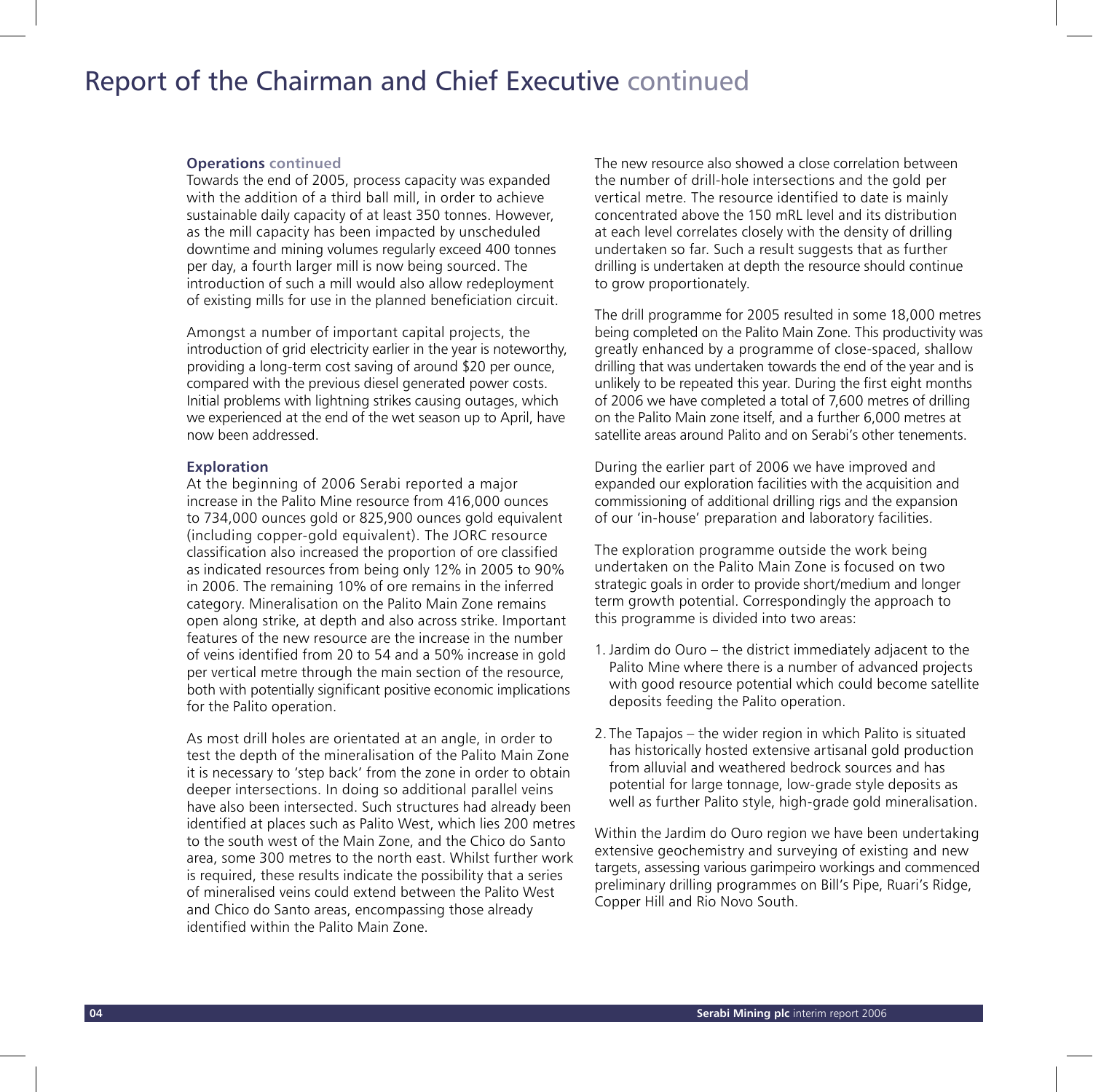# Report of the Chairman and Chief Executive continued

**Operations continued**

Towards the end of 2005, process capacity was expanded with the addition of a third ball mill, in order to achieve sustainable daily capacity of at least 350 tonnes. However, as the mill capacity has been impacted by unscheduled downtime and mining volumes regularly exceed 400 tonnes per day, a fourth larger mill is now being sourced. The introduction of such a mill would also allow redeployment of existing mills for use in the planned beneficiation circuit.

Amongst a number of important capital projects, the introduction of grid electricity earlier in the year is noteworthy, providing a long-term cost saving of around $20 per ounce, compared with the previous diesel generated power costs. Initial problems with lightning strikes causing outages, which we experienced at the end of the wet season up to April, have now been addressed.

**Exploration**

At the beginning of 2006 Serabi reported a major increase in the Palito Mine resource from 416,000 ounces to 734,000 ounces gold or 825,900 ounces gold equivalent (including copper-gold equivalent). The JORC resource classification also increased the proportion of ore classified as indicated resources from being only 12% in 2005 to 90% in 2006. The remaining 10% of ore remains in the inferred category. Mineralisation on the Palito Main Zone remains open along strike, at depth and also across strike. Important features of the new resource are the increase in the number of veins identified from 20 to 54 and a 50% increase in gold per vertical metre through the main section of the resource, both with potentially significant positive economic implications for the Palito operation.

As most drill holes are orientated at an angle, in order to test the depth of the mineralisation of the Palito Main Zone it is necessary to 'step back' from the zone in order to obtain deeper intersections. In doing so additional parallel veins have also been intersected. Such structures had already been identified at places such as Palito West, which lies 200 metres to the south west of the Main Zone, and the Chico do Santo area, some 300 metres to the north east. Whilst further work is required, these results indicate the possibility that a series of mineralised veins could extend between the Palito West and Chico do Santo areas, encompassing those already identified within the Palito Main Zone.

The new resource also showed a close correlation between the number of drill-hole intersections and the gold per vertical metre. The resource identified to date is mainly concentrated above the 150 mRL level and its distribution at each level correlates closely with the density of drilling undertaken so far. Such a result suggests that as further drilling is undertaken at depth the resource should continue to grow proportionately.

The drill programme for 2005 resulted in some 18,000 metres being completed on the Palito Main Zone. This productivity was greatly enhanced by a programme of close-spaced, shallow drilling that was undertaken towards the end of the year and is unlikely to be repeated this year. During the first eight months of 2006 we have completed a total of 7,600 metres of drilling on the Palito Main zone itself, and a further 6,000 metres at satellite areas around Palito and on Serabi's other tenements.

During the earlier part of 2006 we have improved and expanded our exploration facilities with the acquisition and commissioning of additional drilling rigs and the expansion of our 'in-house' preparation and laboratory facilities.

The exploration programme outside the work being undertaken on the Palito Main Zone is focused on two strategic goals in order to provide short/medium and longer term growth potential. Correspondingly the approach to this programme is divided into two areas:

1. Jardim do Ouro – the district immediately adjacent to the Palito Mine where there is a number of advanced projects with good resource potential which could become satellite deposits feeding the Palito operation.
2. The Tapajos – the wider region in which Palito is situated has historically hosted extensive artisanal gold production from alluvial and weathered bedrock sources and has potential for large tonnage, low-grade style deposits as well as further Palito style, high-grade gold mineralisation.

Within the Jardim do Ouro region we have been undertaking extensive geochemistry and surveying of existing and new targets, assessing various garimpeiro workings and commenced preliminary drilling programmes on Bill's Pipe, Ruari's Ridge, Copper Hill and Rio Novo South.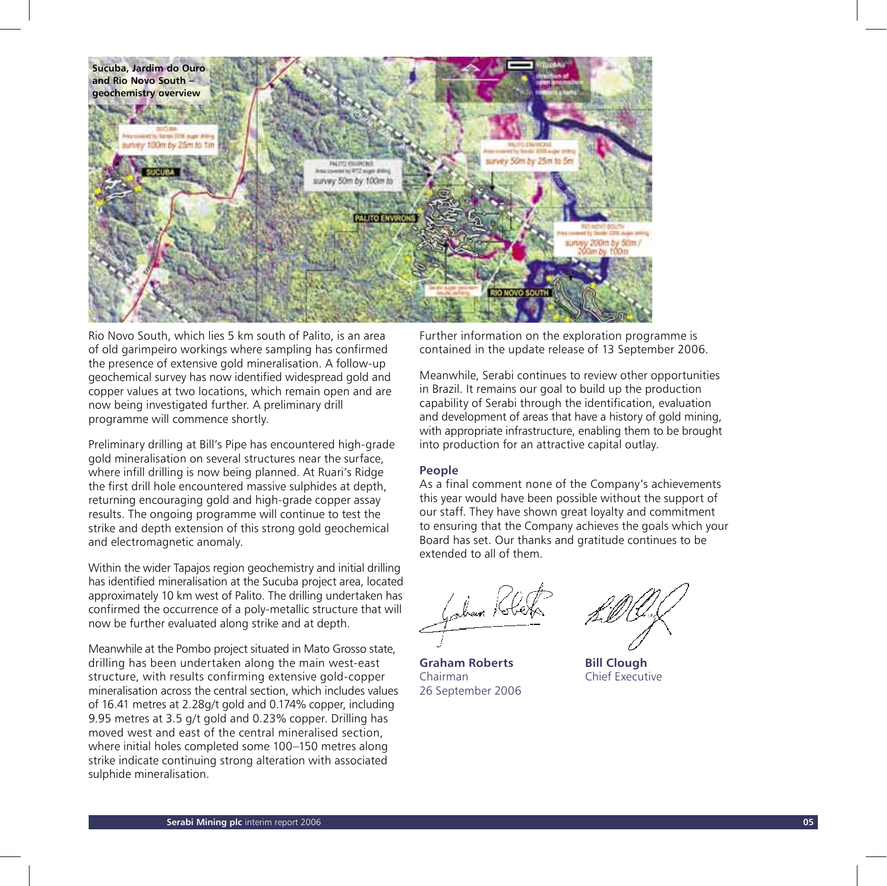**Sucuba, Jardim do Ouro and Rio Novo South – geochemistry overview**

Rio Novo South, which lies 5 km south of Palito, is an area of old garimpeiro workings where sampling has confirmed the presence of extensive gold mineralisation. A follow-up geochemical survey has now identified widespread gold and copper values at two locations, which remain open and are now being investigated further. A preliminary drill programme will commence shortly.

Preliminary drilling at Bill's Pipe has encountered high-grade gold mineralisation on several structures near the surface, where infill drilling is now being planned. At Ruari's Ridge the first drill hole encountered massive sulphides at depth, returning encouraging gold and high-grade copper assay results. The ongoing programme will continue to test the strike and depth extension of this strong gold geochemical and electromagnetic anomaly.

Within the wider Tapajos region geochemistry and initial drilling has identified mineralisation at the Sucuba project area, located approximately 10 km west of Palito. The drilling undertaken has confirmed the occurrence of a poly-metallic structure that will now be further evaluated along strike and at depth.

Meanwhile at the Pombo project situated in Mato Grosso state, drilling has been undertaken along the main west-east structure, with results confirming extensive gold-copper mineralisation across the central section, which includes values of 16.41 metres at 2.28g/t gold and 0.174% copper, including 9.95 metres at 3.5 g/t gold and 0.23% copper. Drilling has moved west and east of the central mineralised section, where initial holes completed some 100–150 metres along strike indicate continuing strong alteration with associated sulphide mineralisation.

Further information on the exploration programme is contained in the update release of 13 September 2006.

Meanwhile, Serabi continues to review other opportunities in Brazil. It remains our goal to build up the production capability of Serabi through the identification, evaluation and development of areas that have a history of gold mining, with appropriate infrastructure, enabling them to be brought into production for an attractive capital outlay.

**People**

As a final comment none of the Company's achievements this year would have been possible without the support of our staff. They have shown great loyalty and commitment to ensuring that the Company achieves the goals which your Board has set. Our thanks and gratitude continues to be extended to all of them.

**Graham Roberts**
Chairman
26 September 2006

**Bill Clough**
Chief Executive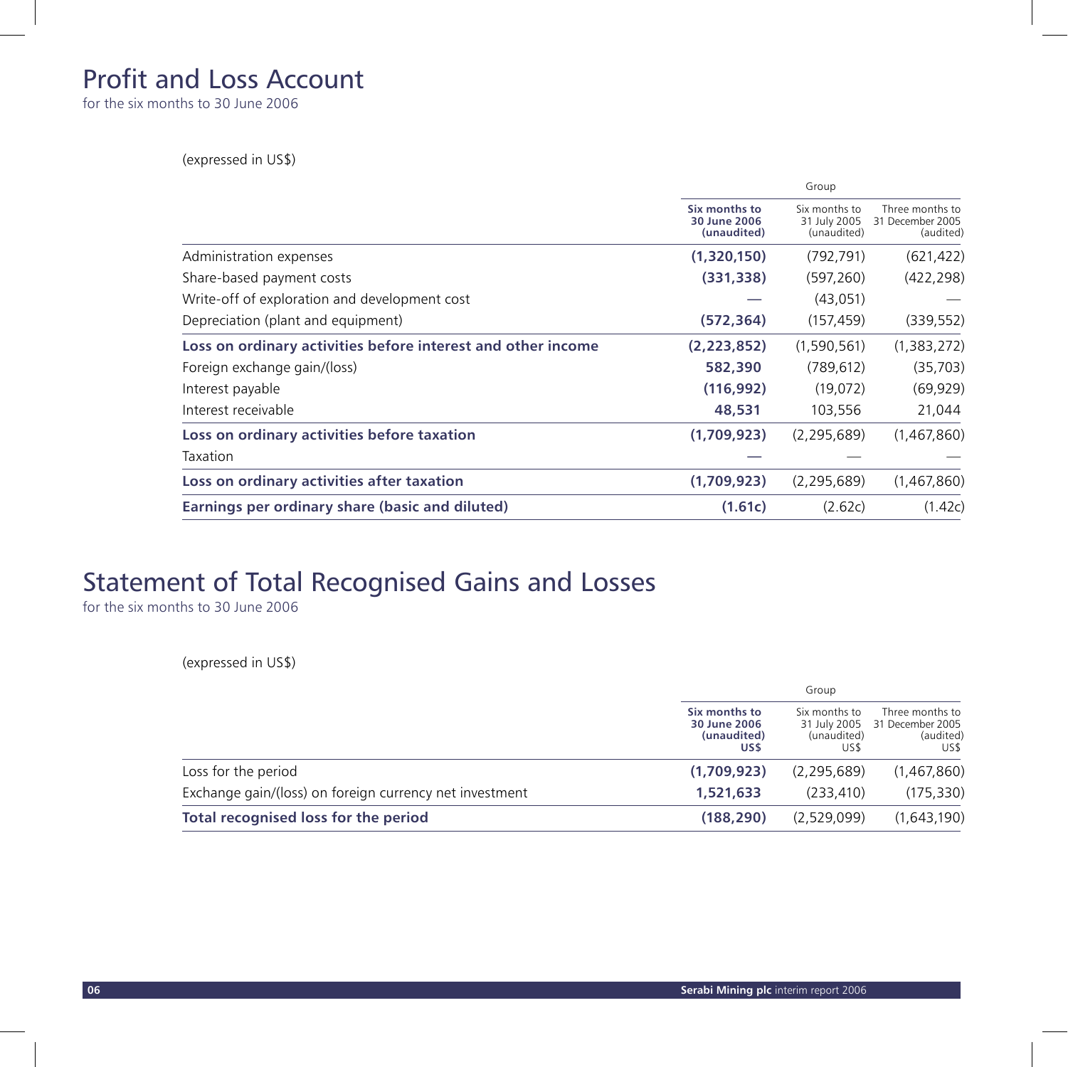# Profit and Loss Account

for the six months to 30 June 2006

(expressed in US$)

| | Group | | |
|---|---|---|---|
| | **Six months to 30 June 2006 (unaudited)** | Six months to 31 July 2005 (unaudited) | Three months to 31 December 2005 (audited) |
| Administration expenses | **(1,320,150)** | (792,791) | (621,422) |
| Share-based payment costs | **(331,338)** | (597,260) | (422,298) |
| Write-off of exploration and development cost | — | (43,051) | — |
| Depreciation (plant and equipment) | **(572,364)** | (157,459) | (339,552) |
| **Loss on ordinary activities before interest and other income** | **(2,223,852)** | (1,590,561) | (1,383,272) |
| Foreign exchange gain/(loss) | **582,390** | (789,612) | (35,703) |
| Interest payable | **(116,992)** | (19,072) | (69,929) |
| Interest receivable | **48,531** | 103,556 | 21,044 |
| **Loss on ordinary activities before taxation** | **(1,709,923)** | (2,295,689) | (1,467,860) |
| Taxation | — | — | — |
| **Loss on ordinary activities after taxation** | **(1,709,923)** | (2,295,689) | (1,467,860) |
| **Earnings per ordinary share (basic and diluted)** | **(1.61c)** | (2.62c) | (1.42c) |

# Statement of Total Recognised Gains and Losses

for the six months to 30 June 2006

(expressed in US$)

| | Group | | |
|---|---|---|---|
| | **Six months to 30 June 2006 (unaudited) US$** | Six months to 31 July 2005 (unaudited) US$ | Three months to 31 December 2005 (audited) US$ |
| Loss for the period | **(1,709,923)** | (2,295,689) | (1,467,860) |
| Exchange gain/(loss) on foreign currency net investment | **1,521,633** | (233,410) | (175,330) |
| **Total recognised loss for the period** | **(188,290)** | (2,529,099) | (1,643,190) |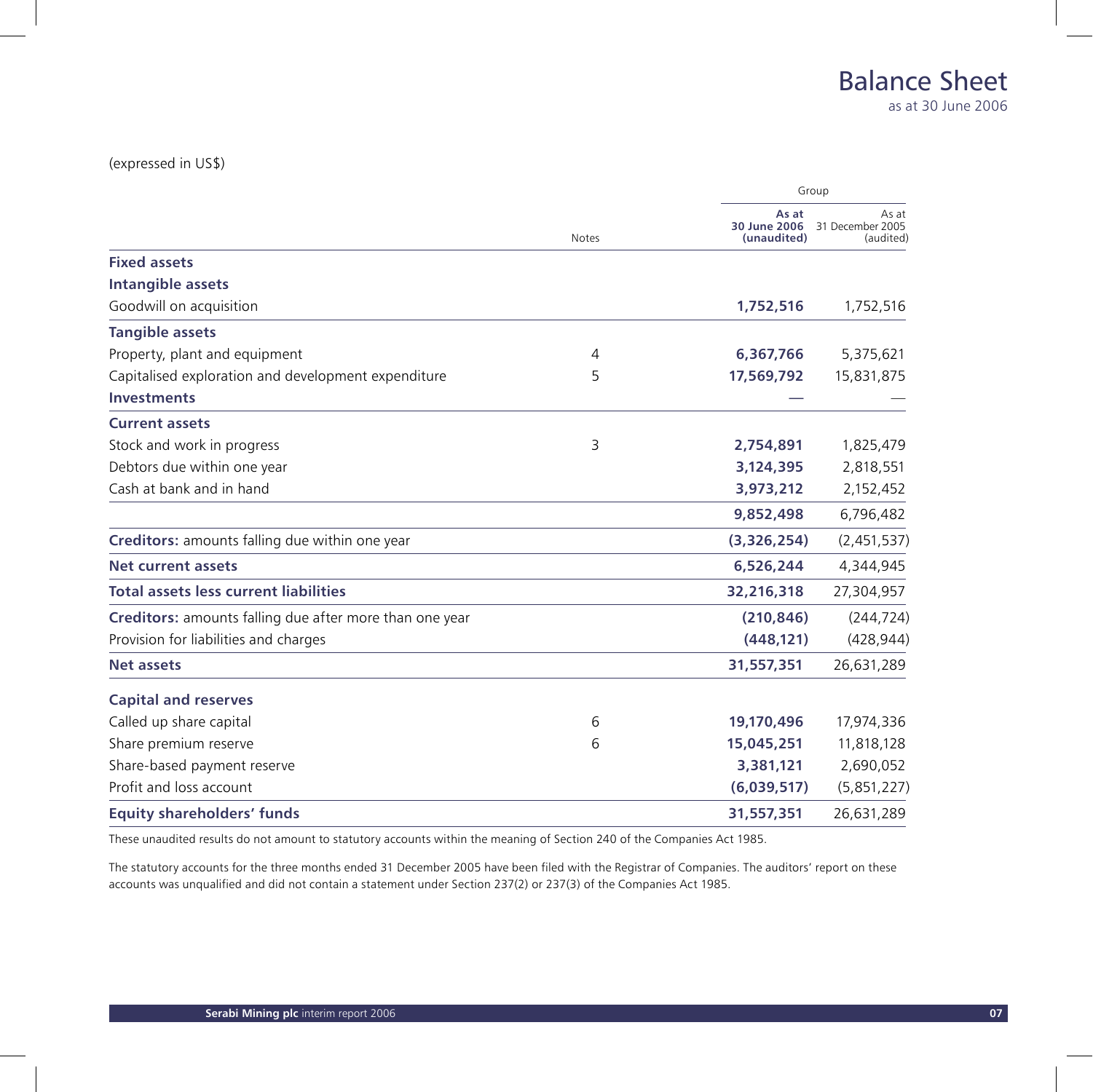# Balance Sheet

as at 30 June 2006

(expressed in US$)

| | Notes | Group | |
|---|---|---|---|
| | | **As at 30 June 2006 (unaudited)** | As at 31 December 2005 (audited) |
| **Fixed assets** | | | |
| **Intangible assets** | | | |
| Goodwill on acquisition | | **1,752,516** | 1,752,516 |
| **Tangible assets** | | | |
| Property, plant and equipment | 4 | **6,367,766** | 5,375,621 |
| Capitalised exploration and development expenditure | 5 | **17,569,792** | 15,831,875 |
| **Investments** | | **—** | — |
| **Current assets** | | | |
| Stock and work in progress | 3 | **2,754,891** | 1,825,479 |
| Debtors due within one year | | **3,124,395** | 2,818,551 |
| Cash at bank and in hand | | **3,973,212** | 2,152,452 |
| | | **9,852,498** | 6,796,482 |
| **Creditors:** amounts falling due within one year | | **(3,326,254)** | (2,451,537) |
| **Net current assets** | | **6,526,244** | 4,344,945 |
| **Total assets less current liabilities** | | **32,216,318** | 27,304,957 |
| **Creditors:** amounts falling due after more than one year | | **(210,846)** | (244,724) |
| Provision for liabilities and charges | | **(448,121)** | (428,944) |
| **Net assets** | | **31,557,351** | 26,631,289 |
| **Capital and reserves** | | | |
| Called up share capital | 6 | **19,170,496** | 17,974,336 |
| Share premium reserve | 6 | **15,045,251** | 11,818,128 |
| Share-based payment reserve | | **3,381,121** | 2,690,052 |
| Profit and loss account | | **(6,039,517)** | (5,851,227) |
| **Equity shareholders' funds** | | **31,557,351** | 26,631,289 |

These unaudited results do not amount to statutory accounts within the meaning of Section 240 of the Companies Act 1985.

The statutory accounts for the three months ended 31 December 2005 have been filed with the Registrar of Companies. The auditors' report on these accounts was unqualified and did not contain a statement under Section 237(2) or 237(3) of the Companies Act 1985.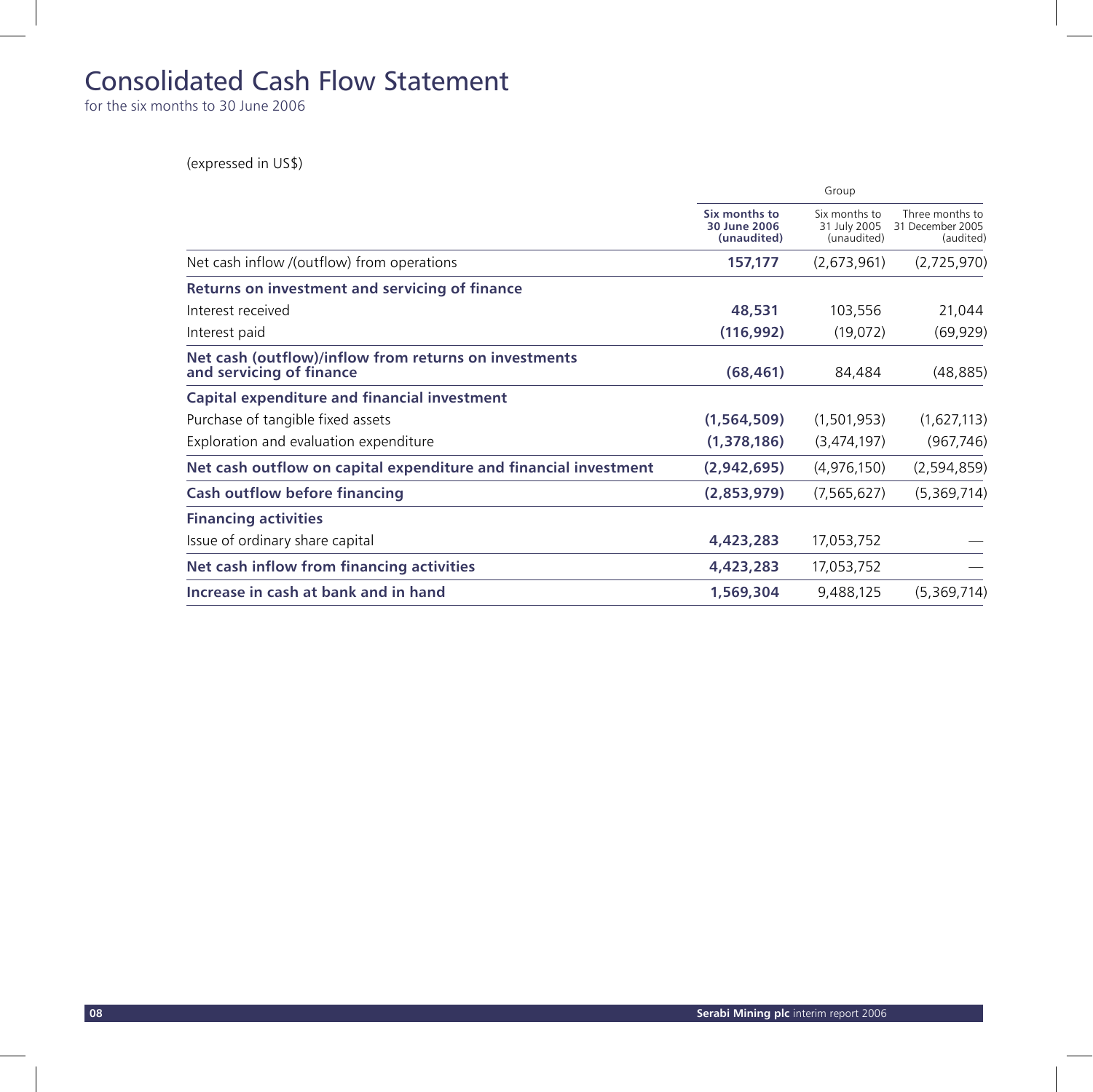# Consolidated Cash Flow Statement

for the six months to 30 June 2006

(expressed in US$)

| | Group | | |
|---|---|---|---|
| | **Six months to 30 June 2006 (unaudited)** | Six months to 31 July 2005 (unaudited) | Three months to 31 December 2005 (audited) |
| Net cash inflow /(outflow) from operations | **157,177** | (2,673,961) | (2,725,970) |
| **Returns on investment and servicing of finance** | | | |
| Interest received | **48,531** | 103,556 | 21,044 |
| Interest paid | **(116,992)** | (19,072) | (69,929) |
| **Net cash (outflow)/inflow from returns on investments and servicing of finance** | **(68,461)** | 84,484 | (48,885) |
| **Capital expenditure and financial investment** | | | |
| Purchase of tangible fixed assets | **(1,564,509)** | (1,501,953) | (1,627,113) |
| Exploration and evaluation expenditure | **(1,378,186)** | (3,474,197) | (967,746) |
| **Net cash outflow on capital expenditure and financial investment** | **(2,942,695)** | (4,976,150) | (2,594,859) |
| **Cash outflow before financing** | **(2,853,979)** | (7,565,627) | (5,369,714) |
| **Financing activities** | | | |
| Issue of ordinary share capital | **4,423,283** | 17,053,752 | — |
| **Net cash inflow from financing activities** | **4,423,283** | 17,053,752 | — |
| **Increase in cash at bank and in hand** | **1,569,304** | 9,488,125 | (5,369,714) |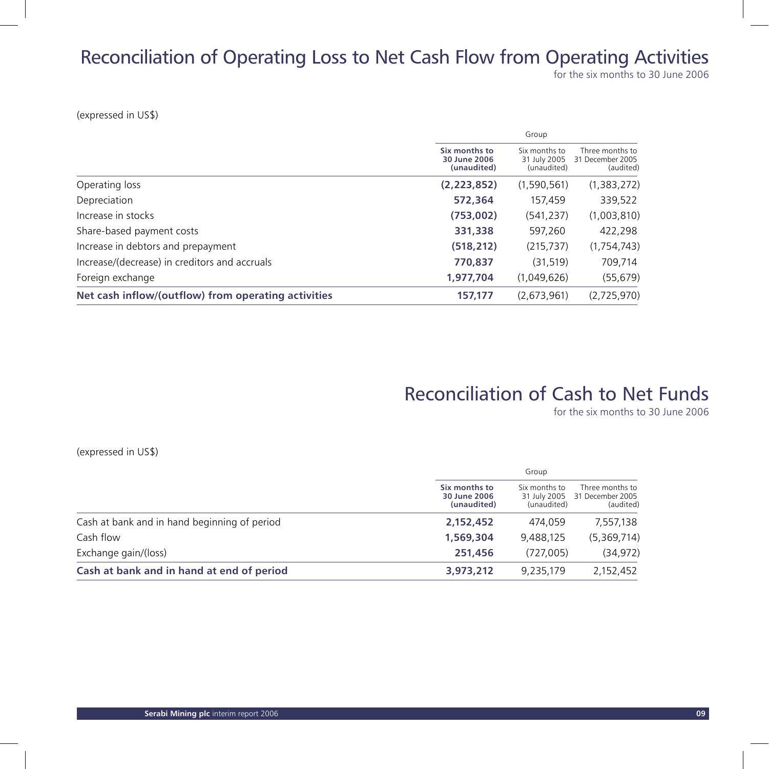# Reconciliation of Operating Loss to Net Cash Flow from Operating Activities

for the six months to 30 June 2006

(expressed in US$)

| | Group | | |
|---|---|---|---|
| | **Six months to 30 June 2006 (unaudited)** | Six months to 31 July 2005 (unaudited) | Three months to 31 December 2005 (audited) |
| Operating loss | **(2,223,852)** | (1,590,561) | (1,383,272) |
| Depreciation | **572,364** | 157,459 | 339,522 |
| Increase in stocks | **(753,002)** | (541,237) | (1,003,810) |
| Share-based payment costs | **331,338** | 597,260 | 422,298 |
| Increase in debtors and prepayment | **(518,212)** | (215,737) | (1,754,743) |
| Increase/(decrease) in creditors and accruals | **770,837** | (31,519) | 709,714 |
| Foreign exchange | **1,977,704** | (1,049,626) | (55,679) |
| **Net cash inflow/(outflow) from operating activities** | 157,177 | (2,673,961) | (2,725,970) |

# Reconciliation of Cash to Net Funds

for the six months to 30 June 2006

(expressed in US$)

| | Group | | |
|---|---|---|---|
| | **Six months to 30 June 2006 (unaudited)** | Six months to 31 July 2005 (unaudited) | Three months to 31 December 2005 (audited) |
| Cash at bank and in hand beginning of period | **2,152,452** | 474,059 | 7,557,138 |
| Cash flow | **1,569,304** | 9,488,125 | (5,369,714) |
| Exchange gain/(loss) | **251,456** | (727,005) | (34,972) |
| **Cash at bank and in hand at end of period** | 3,973,212 | 9,235,179 | 2,152,452 |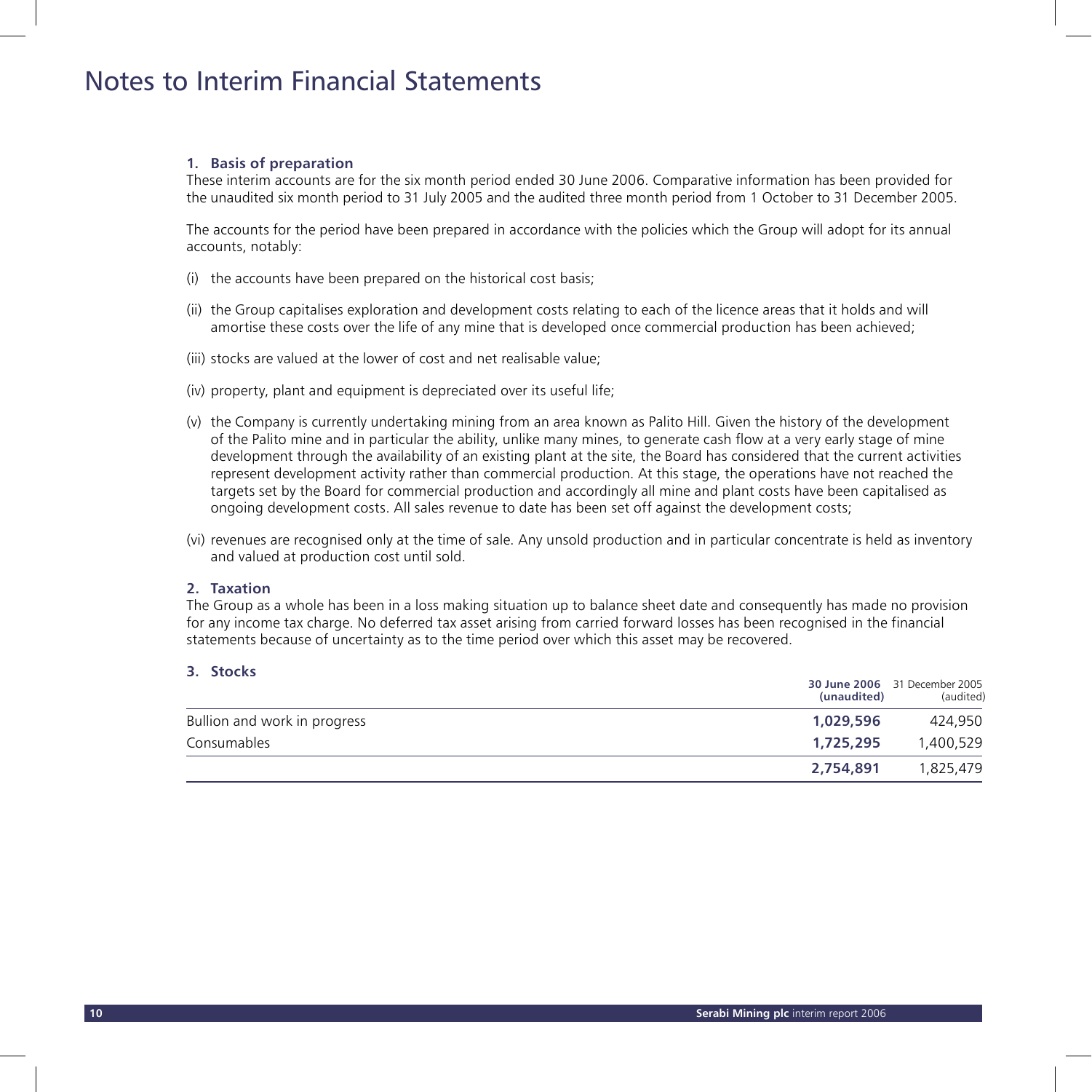# Notes to Interim Financial Statements

### 1. Basis of preparation

These interim accounts are for the six month period ended 30 June 2006. Comparative information has been provided for the unaudited six month period to 31 July 2005 and the audited three month period from 1 October to 31 December 2005.

The accounts for the period have been prepared in accordance with the policies which the Group will adopt for its annual accounts, notably:

(i) the accounts have been prepared on the historical cost basis;

(ii) the Group capitalises exploration and development costs relating to each of the licence areas that it holds and will amortise these costs over the life of any mine that is developed once commercial production has been achieved;

(iii) stocks are valued at the lower of cost and net realisable value;

(iv) property, plant and equipment is depreciated over its useful life;

(v) the Company is currently undertaking mining from an area known as Palito Hill. Given the history of the development of the Palito mine and in particular the ability, unlike many mines, to generate cash flow at a very early stage of mine development through the availability of an existing plant at the site, the Board has considered that the current activities represent development activity rather than commercial production. At this stage, the operations have not reached the targets set by the Board for commercial production and accordingly all mine and plant costs have been capitalised as ongoing development costs. All sales revenue to date has been set off against the development costs;

(vi) revenues are recognised only at the time of sale. Any unsold production and in particular concentrate is held as inventory and valued at production cost until sold.

### 2. Taxation

The Group as a whole has been in a loss making situation up to balance sheet date and consequently has made no provision for any income tax charge. No deferred tax asset arising from carried forward losses has been recognised in the financial statements because of uncertainty as to the time period over which this asset may be recovered.

### 3. Stocks

| | **30 June 2006 (unaudited)** | 31 December 2005 (audited) |
|---|---|---|
| Bullion and work in progress | **1,029,596** | 424,950 |
| Consumables | **1,725,295** | 1,400,529 |
| | **2,754,891** | 1,825,479 |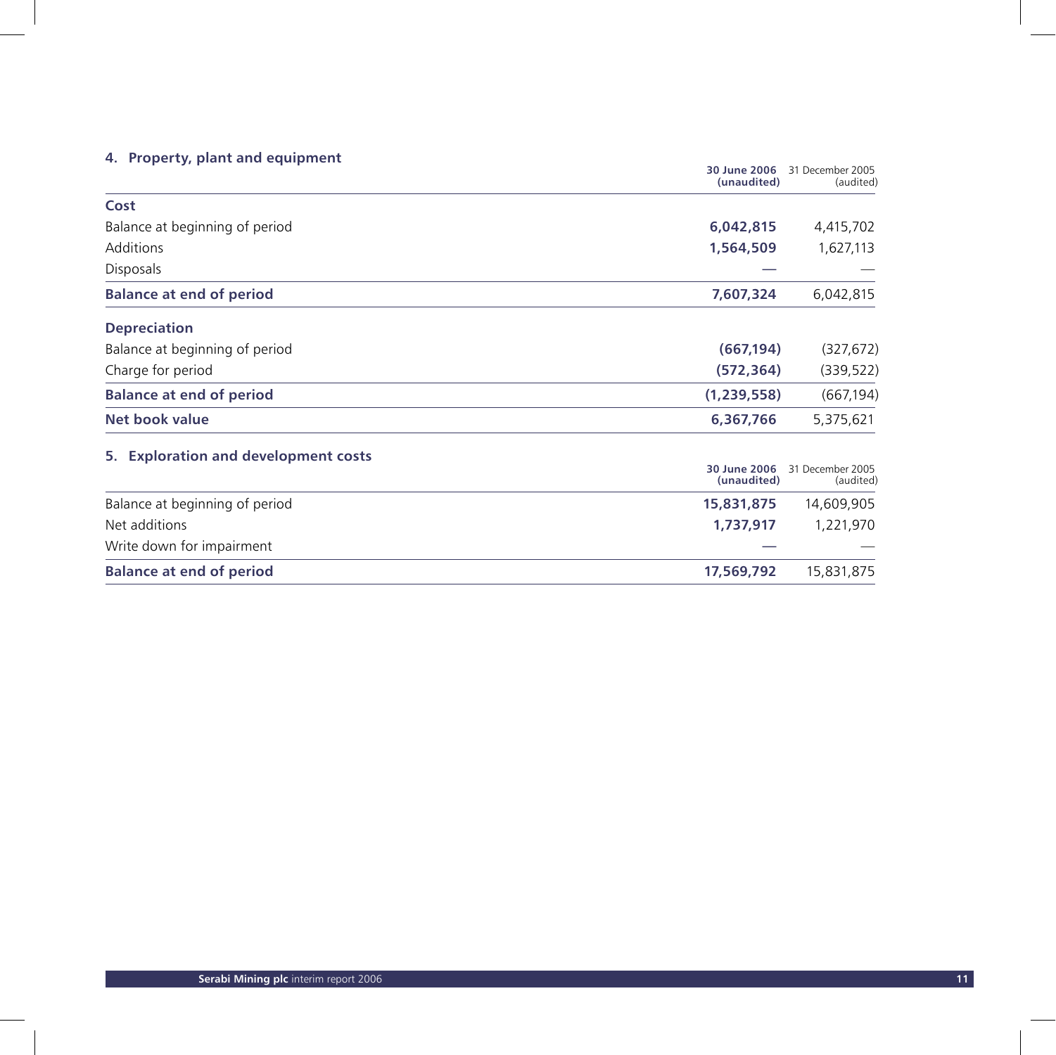## 4. Property, plant and equipment

| | **30 June 2006 (unaudited)** | 31 December 2005 (audited) |
|---|---|---|
| **Cost** | | |
| Balance at beginning of period | **6,042,815** | 4,415,702 |
| Additions | **1,564,509** | 1,627,113 |
| Disposals | **—** | — |
| **Balance at end of period** | **7,607,324** | 6,042,815 |
| **Depreciation** | | |
| Balance at beginning of period | **(667,194)** | (327,672) |
| Charge for period | **(572,364)** | (339,522) |
| **Balance at end of period** | **(1,239,558)** | (667,194) |
| **Net book value** | **6,367,766** | 5,375,621 |

## 5. Exploration and development costs

| | **30 June 2006 (unaudited)** | 31 December 2005 (audited) |
|---|---|---|
| Balance at beginning of period | **15,831,875** | 14,609,905 |
| Net additions | **1,737,917** | 1,221,970 |
| Write down for impairment | **—** | — |
| **Balance at end of period** | **17,569,792** | 15,831,875 |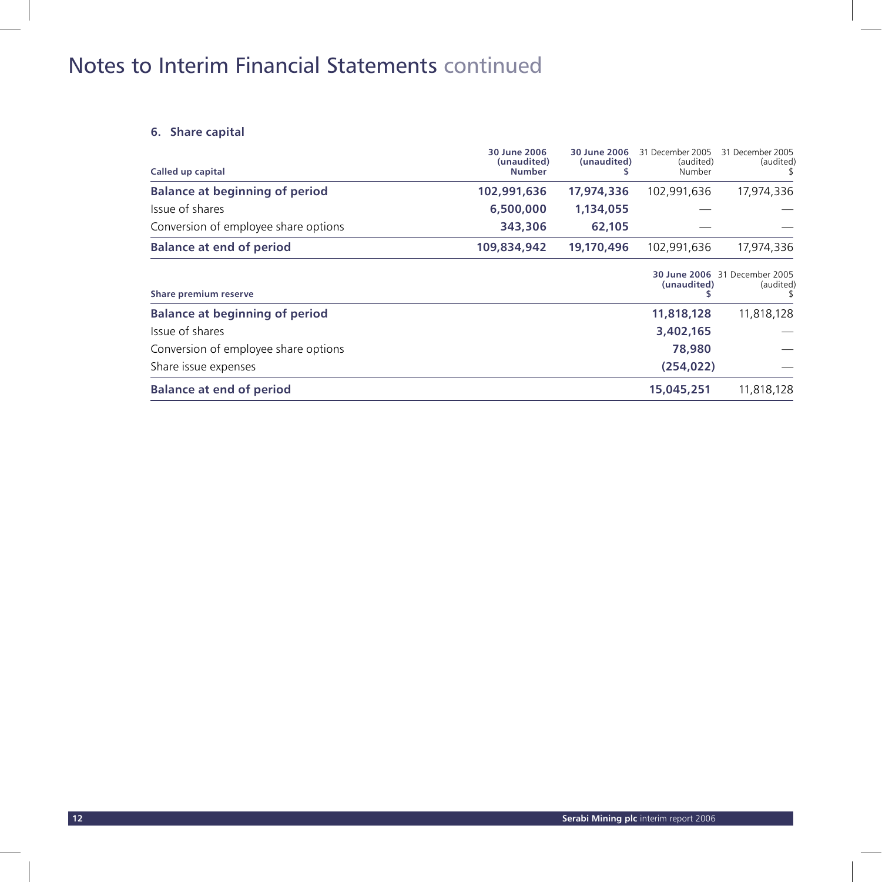# Notes to Interim Financial Statements continued

## 6. Share capital

| Called up capital | 30 June 2006 (unaudited) Number | 30 June 2006 (unaudited) $ | 31 December 2005 (audited) Number | 31 December 2005 (audited) $ |
|---|---|---|---|---|
| **Balance at beginning of period** | **102,991,636** | **17,974,336** | 102,991,636 | 17,974,336 |
| Issue of shares | **6,500,000** | **1,134,055** | — | — |
| Conversion of employee share options | **343,306** | **62,105** | — | — |
| **Balance at end of period** | **109,834,942** | **19,170,496** | 102,991,636 | 17,974,336 |

| Share premium reserve | 30 June 2006 (unaudited) $ | 31 December 2005 (audited) $ |
|---|---|---|
| **Balance at beginning of period** | **11,818,128** | 11,818,128 |
| Issue of shares | **3,402,165** | — |
| Conversion of employee share options | **78,980** | — |
| Share issue expenses | **(254,022)** | — |
| **Balance at end of period** | **15,045,251** | 11,818,128 |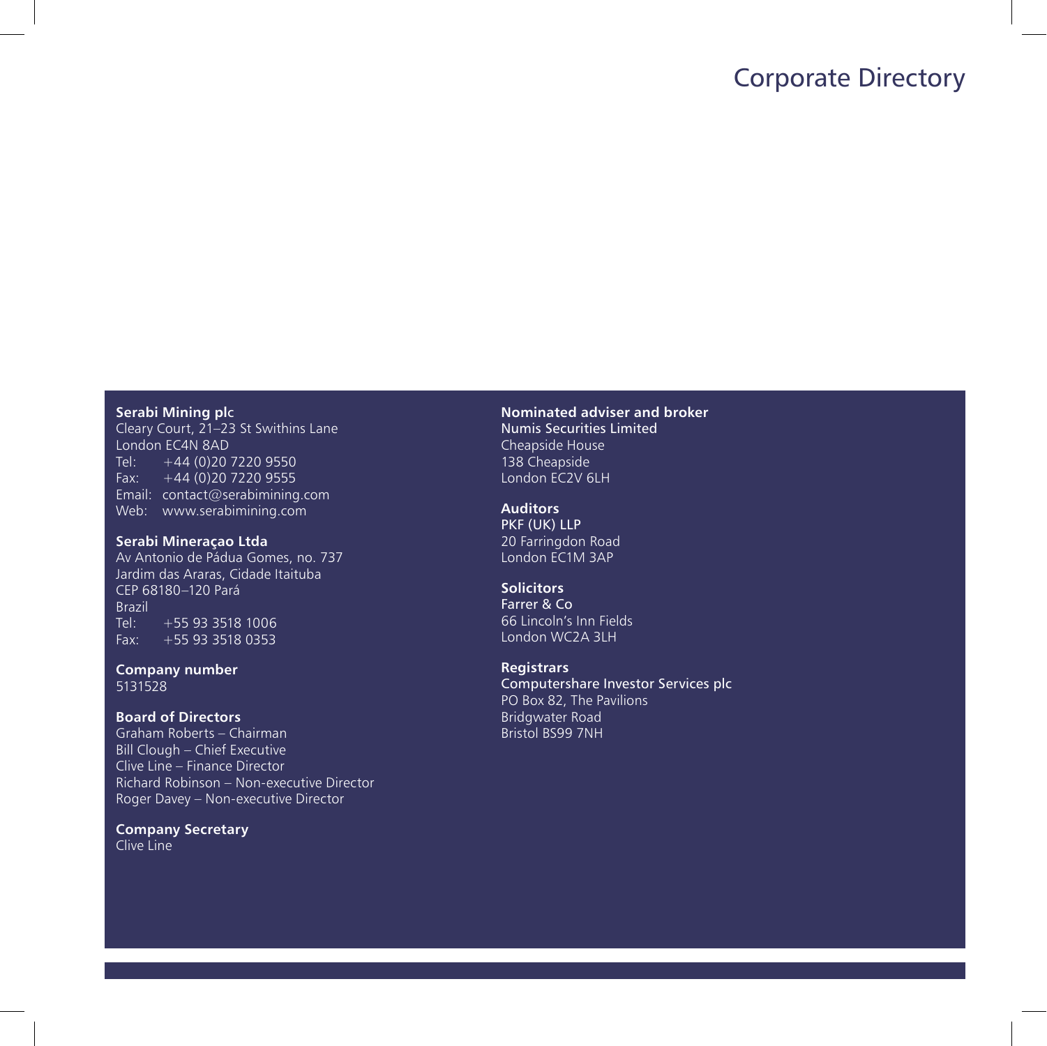# Corporate Directory

**Serabi Mining plc**
Cleary Court, 21–23 St Swithins Lane
London EC4N 8AD
Tel: +44 (0)20 7220 9550
Fax: +44 (0)20 7220 9555
Email: contact@serabimining.com
Web: www.serabimining.com

**Serabi Mineraçao Ltda**
Av Antonio de Pádua Gomes, no. 737
Jardim das Araras, Cidade Itaituba
CEP 68180–120 Pará
Brazil
Tel: +55 93 3518 1006
Fax: +55 93 3518 0353

**Company number**
5131528

**Board of Directors**
Graham Roberts – Chairman
Bill Clough – Chief Executive
Clive Line – Finance Director
Richard Robinson – Non-executive Director
Roger Davey – Non-executive Director

**Company Secretary**
Clive Line

**Nominated adviser and broker**
Numis Securities Limited
Cheapside House
138 Cheapside
London EC2V 6LH

**Auditors**
PKF (UK) LLP
20 Farringdon Road
London EC1M 3AP

**Solicitors**
Farrer & Co
66 Lincoln's Inn Fields
London WC2A 3LH

**Registrars**
Computershare Investor Services plc
PO Box 82, The Pavilions
Bridgwater Road
Bristol BS99 7NH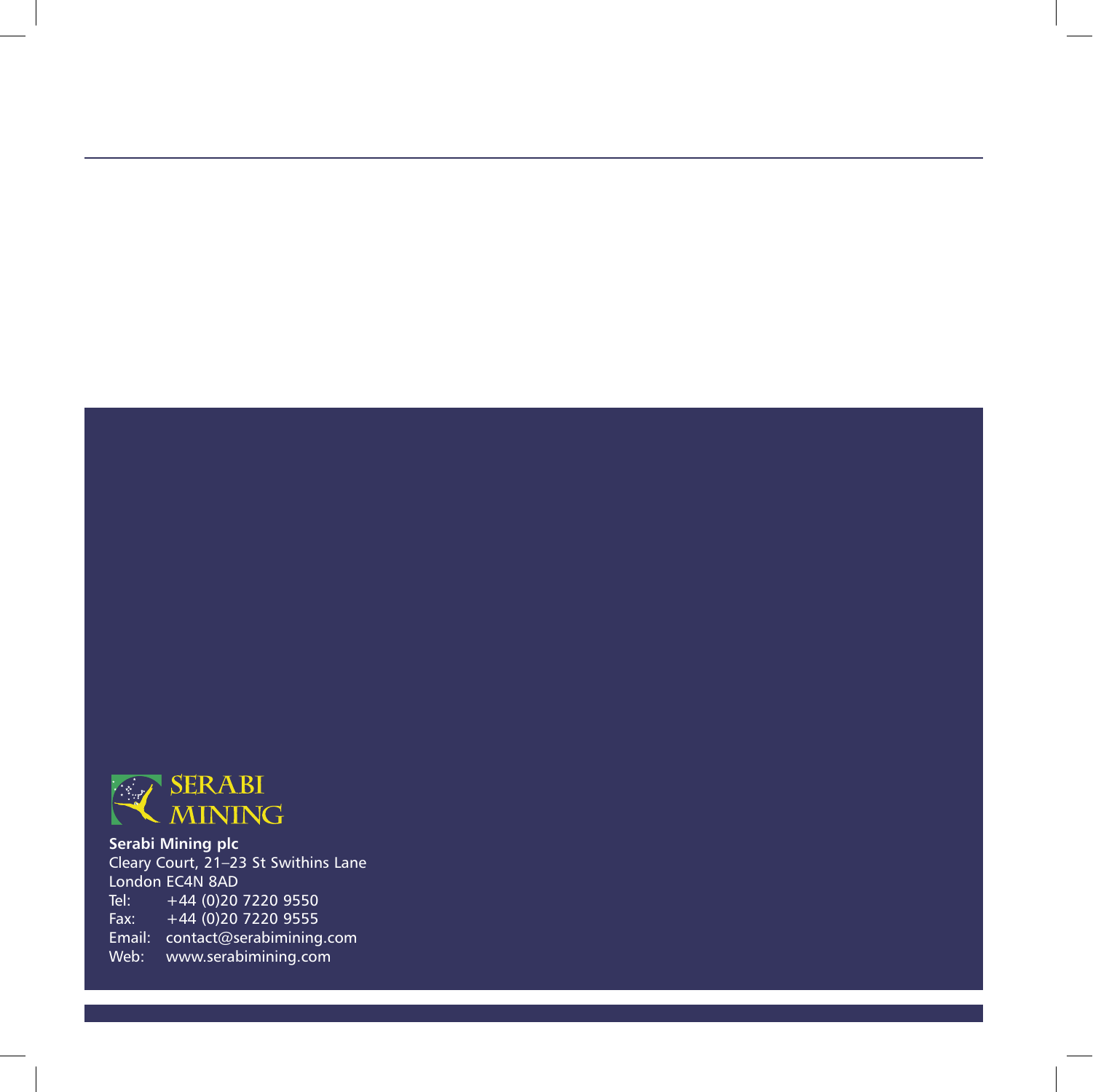SERABI MINING

**Serabi Mining plc**
Cleary Court, 21–23 St Swithins Lane
London EC4N 8AD
Tel: +44 (0)20 7220 9550
Fax: +44 (0)20 7220 9555
Email: contact@serabimining.com
Web: www.serabimining.com